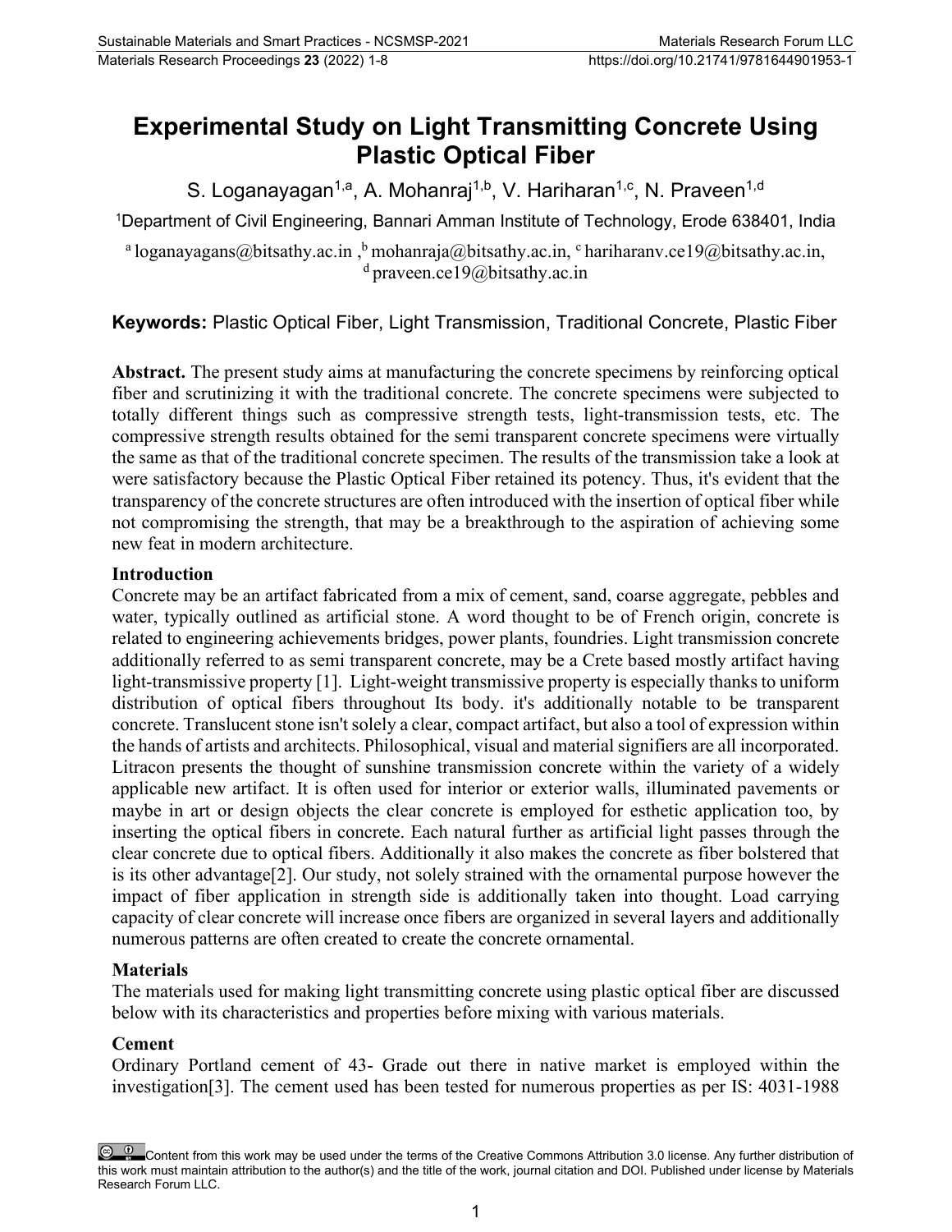# Experimental Study on Light Transmitting Concrete Using Plastic Optical Fiber

S. Loganayagan[1,a], A. Mohanraj[1,b], V. Hariharan[1,c], N. Praveen[1,d]

[1]Department of Civil Engineering, Bannari Amman Institute of Technology, Erode 638401, India

[a] loganayagans@bitsathy.ac.in , [b] mohanraja@bitsathy.ac.in, [c] hariharanv.ce19@bitsathy.ac.in, [d] praveen.ce19@bitsathy.ac.in

**Keywords:** Plastic Optical Fiber, Light Transmission, Traditional Concrete, Plastic Fiber

**Abstract.** The present study aims at manufacturing the concrete specimens by reinforcing optical fiber and scrutinizing it with the traditional concrete. The concrete specimens were subjected to totally different things such as compressive strength tests, light-transmission tests, etc. The compressive strength results obtained for the semi transparent concrete specimens were virtually the same as that of the traditional concrete specimen. The results of the transmission take a look at were satisfactory because the Plastic Optical Fiber retained its potency. Thus, it's evident that the transparency of the concrete structures are often introduced with the insertion of optical fiber while not compromising the strength, that may be a breakthrough to the aspiration of achieving some new feat in modern architecture.

## Introduction

Concrete may be an artifact fabricated from a mix of cement, sand, coarse aggregate, pebbles and water, typically outlined as artificial stone. A word thought to be of French origin, concrete is related to engineering achievements bridges, power plants, foundries. Light transmission concrete additionally referred to as semi transparent concrete, may be a Crete based mostly artifact having light-transmissive property [1]. Light-weight transmissive property is especially thanks to uniform distribution of optical fibers throughout Its body. it's additionally notable to be transparent concrete. Translucent stone isn't solely a clear, compact artifact, but also a tool of expression within the hands of artists and architects. Philosophical, visual and material signifiers are all incorporated. Litracon presents the thought of sunshine transmission concrete within the variety of a widely applicable new artifact. It is often used for interior or exterior walls, illuminated pavements or maybe in art or design objects the clear concrete is employed for esthetic application too, by inserting the optical fibers in concrete. Each natural further as artificial light passes through the clear concrete due to optical fibers. Additionally it also makes the concrete as fiber bolstered that is its other advantage[2]. Our study, not solely strained with the ornamental purpose however the impact of fiber application in strength side is additionally taken into thought. Load carrying capacity of clear concrete will increase once fibers are organized in several layers and additionally numerous patterns are often created to create the concrete ornamental.

## Materials

The materials used for making light transmitting concrete using plastic optical fiber are discussed below with its characteristics and properties before mixing with various materials.

### Cement

Ordinary Portland cement of 43- Grade out there in native market is employed within the investigation[3]. The cement used has been tested for numerous properties as per IS: 4031-1988

Content from this work may be used under the terms of the Creative Commons Attribution 3.0 license. Any further distribution of this work must maintain attribution to the author(s) and the title of the work, journal citation and DOI. Published under license by Materials Research Forum LLC.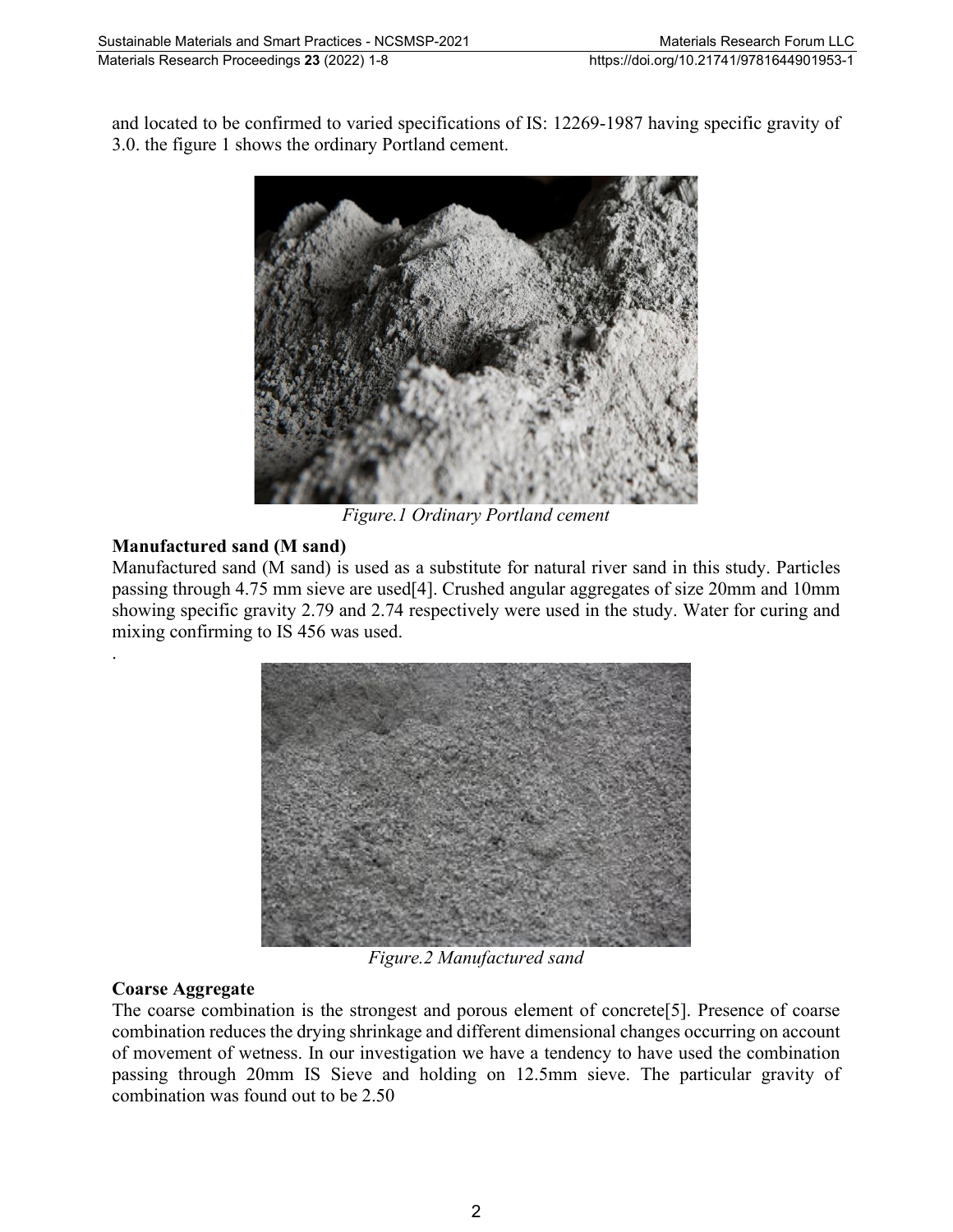and located to be confirmed to varied specifications of IS: 12269-1987 having specific gravity of 3.0. the figure 1 shows the ordinary Portland cement.

*Figure.1 Ordinary Portland cement*

**Manufactured sand (M sand)**

Manufactured sand (M sand) is used as a substitute for natural river sand in this study. Particles passing through 4.75 mm sieve are used[4]. Crushed angular aggregates of size 20mm and 10mm showing specific gravity 2.79 and 2.74 respectively were used in the study. Water for curing and mixing confirming to IS 456 was used.

.

*Figure.2 Manufactured sand*

**Coarse Aggregate**

The coarse combination is the strongest and porous element of concrete[5]. Presence of coarse combination reduces the drying shrinkage and different dimensional changes occurring on account of movement of wetness. In our investigation we have a tendency to have used the combination passing through 20mm IS Sieve and holding on 12.5mm sieve. The particular gravity of combination was found out to be 2.50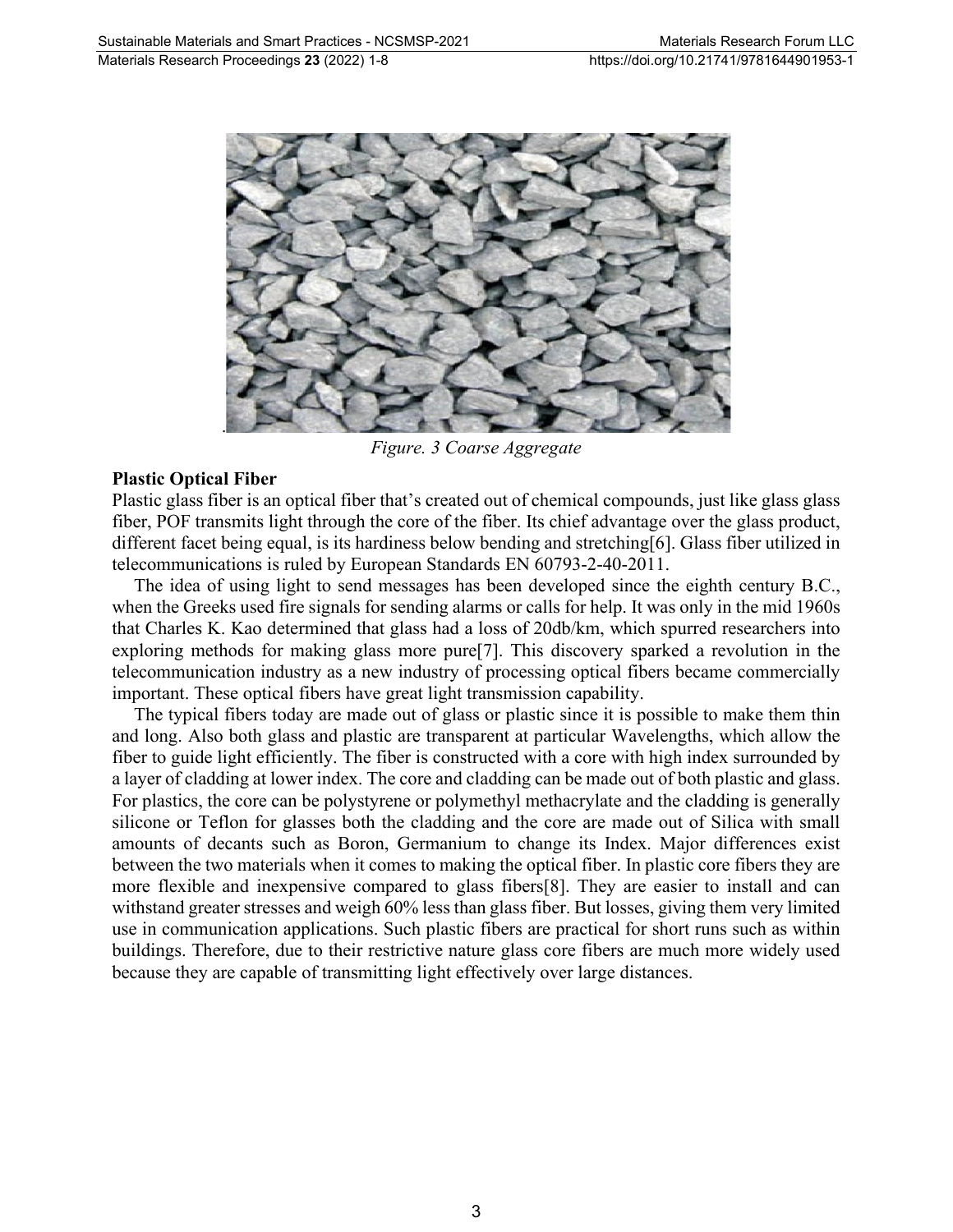*Figure. 3 Coarse Aggregate*

**Plastic Optical Fiber**

Plastic glass fiber is an optical fiber that's created out of chemical compounds, just like glass glass fiber, POF transmits light through the core of the fiber. Its chief advantage over the glass product, different facet being equal, is its hardiness below bending and stretching[6]. Glass fiber utilized in telecommunications is ruled by European Standards EN 60793-2-40-2011.

The idea of using light to send messages has been developed since the eighth century B.C., when the Greeks used fire signals for sending alarms or calls for help. It was only in the mid 1960s that Charles K. Kao determined that glass had a loss of 20db/km, which spurred researchers into exploring methods for making glass more pure[7]. This discovery sparked a revolution in the telecommunication industry as a new industry of processing optical fibers became commercially important. These optical fibers have great light transmission capability.

The typical fibers today are made out of glass or plastic since it is possible to make them thin and long. Also both glass and plastic are transparent at particular Wavelengths, which allow the fiber to guide light efficiently. The fiber is constructed with a core with high index surrounded by a layer of cladding at lower index. The core and cladding can be made out of both plastic and glass. For plastics, the core can be polystyrene or polymethyl methacrylate and the cladding is generally silicone or Teflon for glasses both the cladding and the core are made out of Silica with small amounts of decants such as Boron, Germanium to change its Index. Major differences exist between the two materials when it comes to making the optical fiber. In plastic core fibers they are more flexible and inexpensive compared to glass fibers[8]. They are easier to install and can withstand greater stresses and weigh 60% less than glass fiber. But losses, giving them very limited use in communication applications. Such plastic fibers are practical for short runs such as within buildings. Therefore, due to their restrictive nature glass core fibers are much more widely used because they are capable of transmitting light effectively over large distances.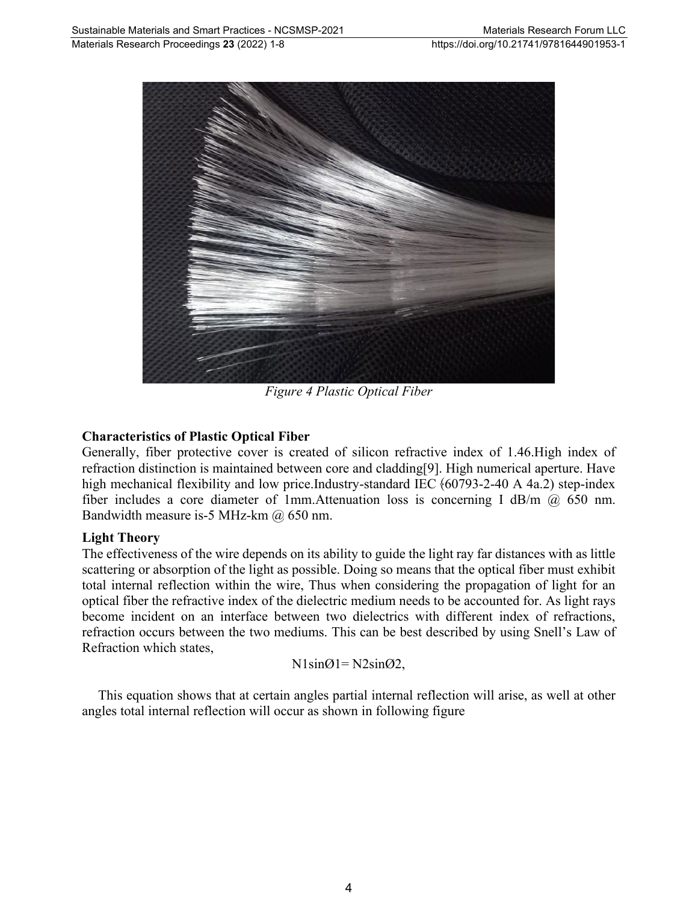*Figure 4 Plastic Optical Fiber*

**Characteristics of Plastic Optical Fiber**

Generally, fiber protective cover is created of silicon refractive index of 1.46.High index of refraction distinction is maintained between core and cladding[9]. High numerical aperture. Have high mechanical flexibility and low price.Industry-standard IEC (60793-2-40 A 4a.2) step-index fiber includes a core diameter of 1mm.Attenuation loss is concerning I dB/m @ 650 nm. Bandwidth measure is-5 MHz-km @ 650 nm.

**Light Theory**

The effectiveness of the wire depends on its ability to guide the light ray far distances with as little scattering or absorption of the light as possible. Doing so means that the optical fiber must exhibit total internal reflection within the wire, Thus when considering the propagation of light for an optical fiber the refractive index of the dielectric medium needs to be accounted for. As light rays become incident on an interface between two dielectrics with different index of refractions, refraction occurs between the two mediums. This can be best described by using Snell's Law of Refraction which states,

$$N1\sin Ø1= N2\sin Ø2,$$

This equation shows that at certain angles partial internal reflection will arise, as well at other angles total internal reflection will occur as shown in following figure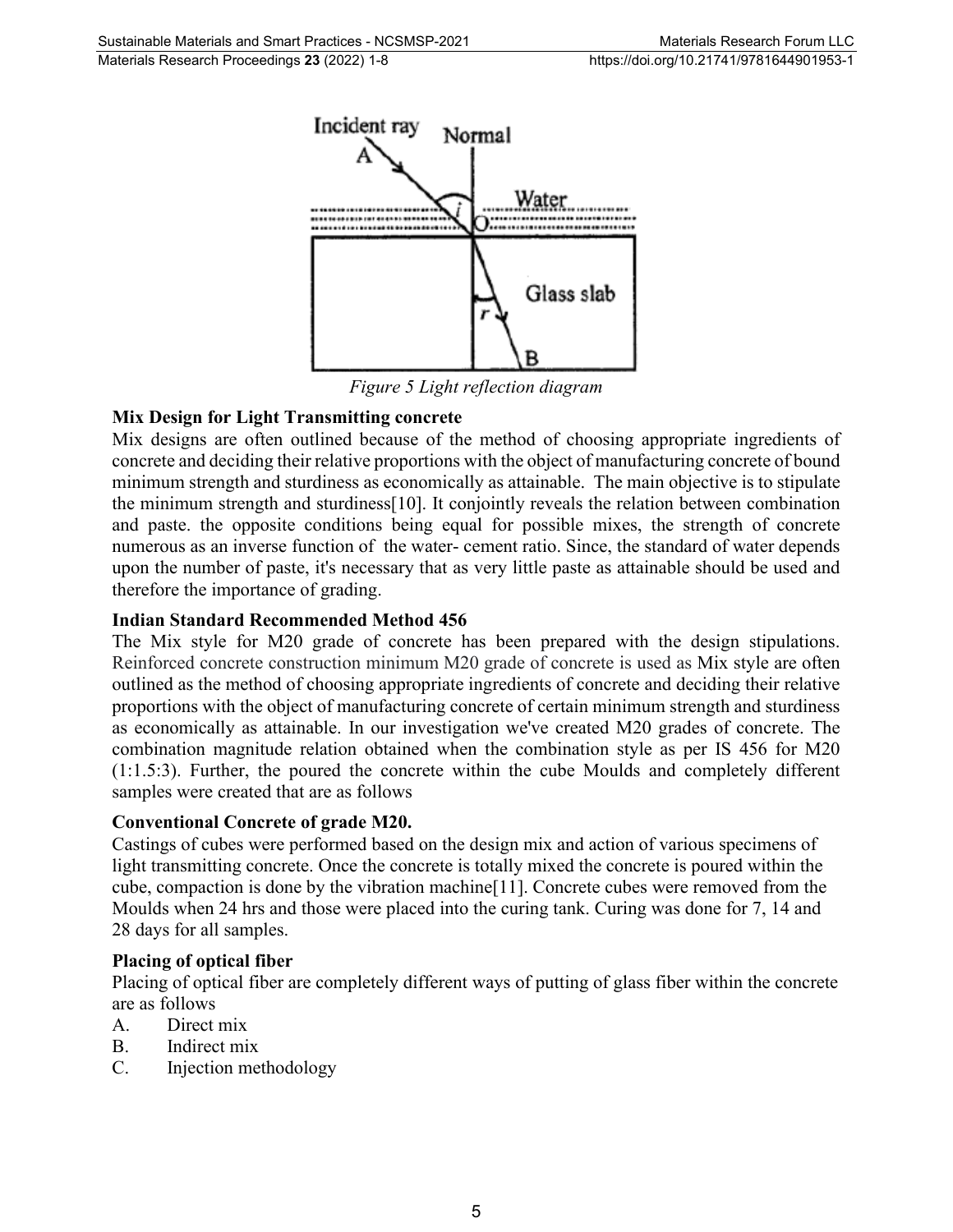*Figure 5 Light reflection diagram*

**Mix Design for Light Transmitting concrete**

Mix designs are often outlined because of the method of choosing appropriate ingredients of concrete and deciding their relative proportions with the object of manufacturing concrete of bound minimum strength and sturdiness as economically as attainable. The main objective is to stipulate the minimum strength and sturdiness[10]. It conjointly reveals the relation between combination and paste. the opposite conditions being equal for possible mixes, the strength of concrete numerous as an inverse function of the water- cement ratio. Since, the standard of water depends upon the number of paste, it's necessary that as very little paste as attainable should be used and therefore the importance of grading.

**Indian Standard Recommended Method 456**

The Mix style for M20 grade of concrete has been prepared with the design stipulations. Reinforced concrete construction minimum M20 grade of concrete is used as Mix style are often outlined as the method of choosing appropriate ingredients of concrete and deciding their relative proportions with the object of manufacturing concrete of certain minimum strength and sturdiness as economically as attainable. In our investigation we've created M20 grades of concrete. The combination magnitude relation obtained when the combination style as per IS 456 for M20 (1:1.5:3). Further, the poured the concrete within the cube Moulds and completely different samples were created that are as follows

**Conventional Concrete of grade M20.**

Castings of cubes were performed based on the design mix and action of various specimens of light transmitting concrete. Once the concrete is totally mixed the concrete is poured within the cube, compaction is done by the vibration machine[11]. Concrete cubes were removed from the Moulds when 24 hrs and those were placed into the curing tank. Curing was done for 7, 14 and 28 days for all samples.

**Placing of optical fiber**

Placing of optical fiber are completely different ways of putting of glass fiber within the concrete are as follows

A. Direct mix
B. Indirect mix
C. Injection methodology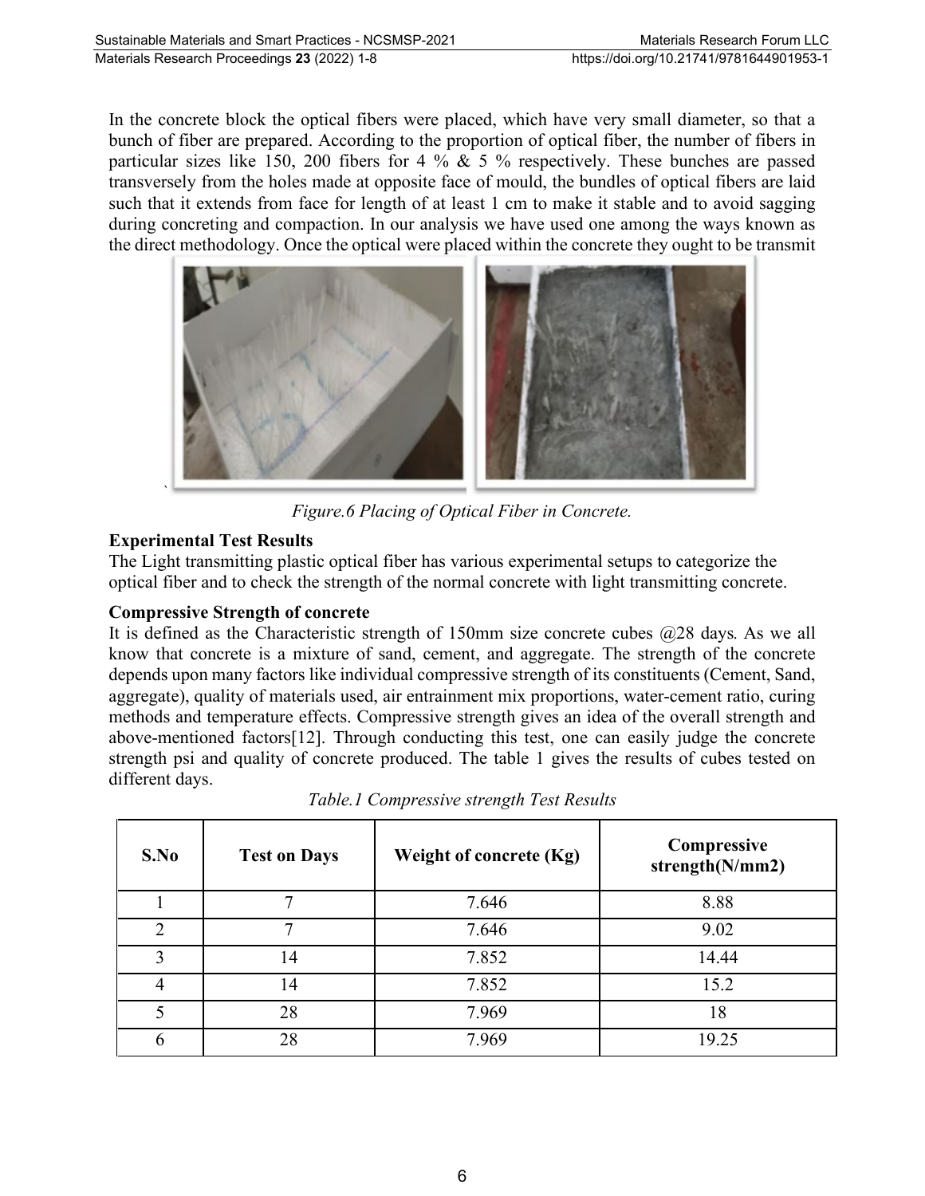In the concrete block the optical fibers were placed, which have very small diameter, so that a bunch of fiber are prepared. According to the proportion of optical fiber, the number of fibers in particular sizes like 150, 200 fibers for 4 % & 5 % respectively. These bunches are passed transversely from the holes made at opposite face of mould, the bundles of optical fibers are laid such that it extends from face for length of at least 1 cm to make it stable and to avoid sagging during concreting and compaction. In our analysis we have used one among the ways known as the direct methodology. Once the optical were placed within the concrete they ought to be transmit

*Figure.6 Placing of Optical Fiber in Concrete.*

**Experimental Test Results**

The Light transmitting plastic optical fiber has various experimental setups to categorize the optical fiber and to check the strength of the normal concrete with light transmitting concrete.

**Compressive Strength of concrete**

It is defined as the Characteristic strength of 150mm size concrete cubes @28 days. As we all know that concrete is a mixture of sand, cement, and aggregate. The strength of the concrete depends upon many factors like individual compressive strength of its constituents (Cement, Sand, aggregate), quality of materials used, air entrainment mix proportions, water-cement ratio, curing methods and temperature effects. Compressive strength gives an idea of the overall strength and above-mentioned factors[12]. Through conducting this test, one can easily judge the concrete strength psi and quality of concrete produced. The table 1 gives the results of cubes tested on different days.

*Table.1 Compressive strength Test Results*

| S.No | Test on Days | Weight of concrete (Kg) | Compressive strength(N/mm2) |
|---|---|---|---|
| 1 | 7 | 7.646 | 8.88 |
| 2 | 7 | 7.646 | 9.02 |
| 3 | 14 | 7.852 | 14.44 |
| 4 | 14 | 7.852 | 15.2 |
| 5 | 28 | 7.969 | 18 |
| 6 | 28 | 7.969 | 19.25 |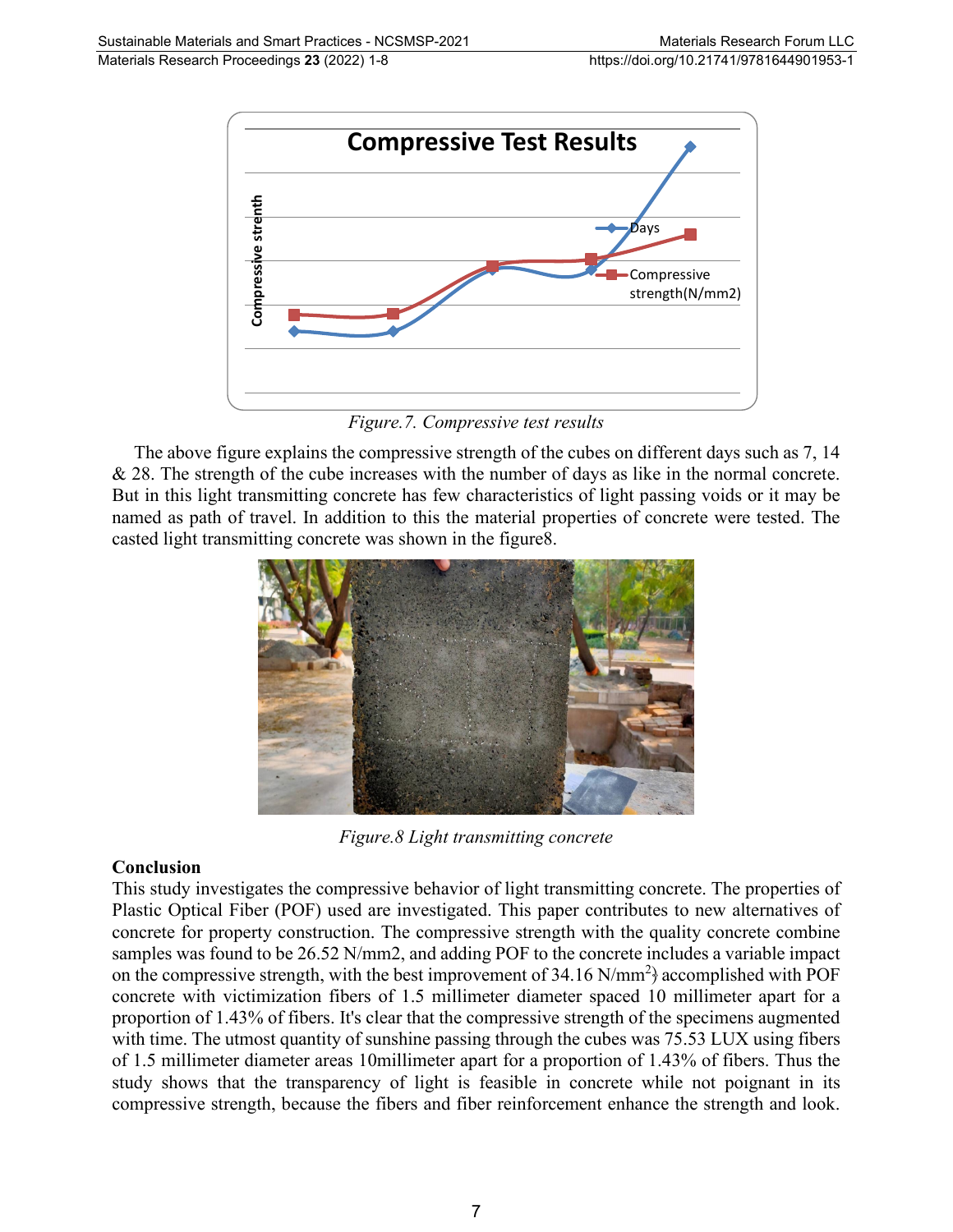Figure.7. Compressive test results

The above figure explains the compressive strength of the cubes on different days such as 7, 14 & 28. The strength of the cube increases with the number of days as like in the normal concrete. But in this light transmitting concrete has few characteristics of light passing voids or it may be named as path of travel. In addition to this the material properties of concrete were tested. The casted light transmitting concrete was shown in the figure8.

Figure.8 Light transmitting concrete

## Conclusion

This study investigates the compressive behavior of light transmitting concrete. The properties of Plastic Optical Fiber (POF) used are investigated. This paper contributes to new alternatives of concrete for property construction. The compressive strength with the quality concrete combine samples was found to be 26.52 N/mm2, and adding POF to the concrete includes a variable impact on the compressive strength, with the best improvement of 34.16 N/mm$^2$) accomplished with POF concrete with victimization fibers of 1.5 millimeter diameter spaced 10 millimeter apart for a proportion of 1.43% of fibers. It's clear that the compressive strength of the specimens augmented with time. The utmost quantity of sunshine passing through the cubes was 75.53 LUX using fibers of 1.5 millimeter diameter areas 10millimeter apart for a proportion of 1.43% of fibers. Thus the study shows that the transparency of light is feasible in concrete while not poignant in its compressive strength, because the fibers and fiber reinforcement enhance the strength and look.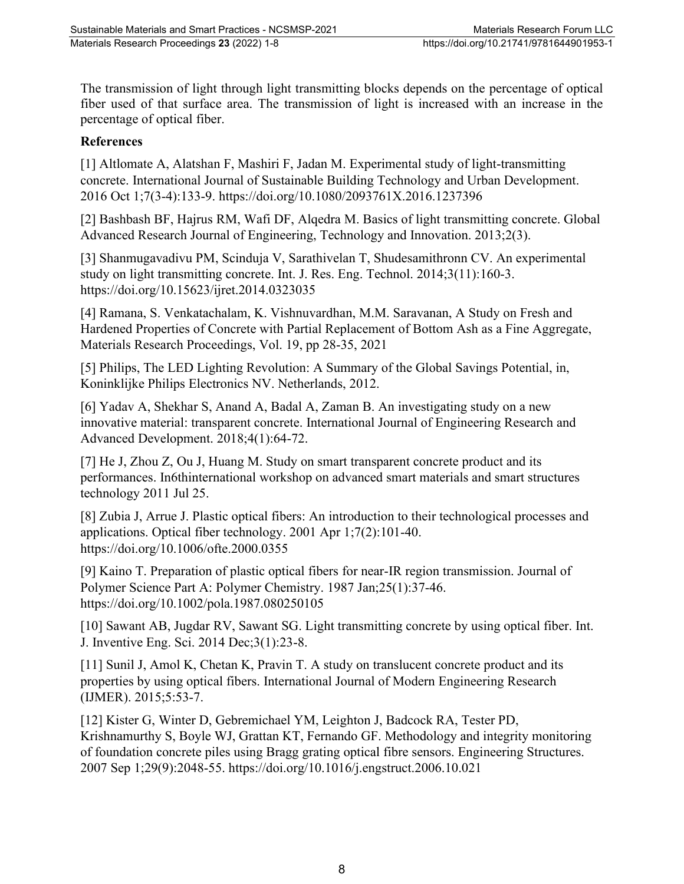The transmission of light through light transmitting blocks depends on the percentage of optical fiber used of that surface area. The transmission of light is increased with an increase in the percentage of optical fiber.

## References

[1] Altlomate A, Alatshan F, Mashiri F, Jadan M. Experimental study of light-transmitting concrete. International Journal of Sustainable Building Technology and Urban Development. 2016 Oct 1;7(3-4):133-9. https://doi.org/10.1080/2093761X.2016.1237396

[2] Bashbash BF, Hajrus RM, Wafi DF, Alqedra M. Basics of light transmitting concrete. Global Advanced Research Journal of Engineering, Technology and Innovation. 2013;2(3).

[3] Shanmugavadivu PM, Scinduja V, Sarathivelan T, Shudesamithronn CV. An experimental study on light transmitting concrete. Int. J. Res. Eng. Technol. 2014;3(11):160-3. https://doi.org/10.15623/ijret.2014.0323035

[4] Ramana, S. Venkatachalam, K. Vishnuvardhan, M.M. Saravanan, A Study on Fresh and Hardened Properties of Concrete with Partial Replacement of Bottom Ash as a Fine Aggregate, Materials Research Proceedings, Vol. 19, pp 28-35, 2021

[5] Philips, The LED Lighting Revolution: A Summary of the Global Savings Potential, in, Koninklijke Philips Electronics NV. Netherlands, 2012.

[6] Yadav A, Shekhar S, Anand A, Badal A, Zaman B. An investigating study on a new innovative material: transparent concrete. International Journal of Engineering Research and Advanced Development. 2018;4(1):64-72.

[7] He J, Zhou Z, Ou J, Huang M. Study on smart transparent concrete product and its performances. In6thinternational workshop on advanced smart materials and smart structures technology 2011 Jul 25.

[8] Zubia J, Arrue J. Plastic optical fibers: An introduction to their technological processes and applications. Optical fiber technology. 2001 Apr 1;7(2):101-40. https://doi.org/10.1006/ofte.2000.0355

[9] Kaino T. Preparation of plastic optical fibers for near-IR region transmission. Journal of Polymer Science Part A: Polymer Chemistry. 1987 Jan;25(1):37-46. https://doi.org/10.1002/pola.1987.080250105

[10] Sawant AB, Jugdar RV, Sawant SG. Light transmitting concrete by using optical fiber. Int. J. Inventive Eng. Sci. 2014 Dec;3(1):23-8.

[11] Sunil J, Amol K, Chetan K, Pravin T. A study on translucent concrete product and its properties by using optical fibers. International Journal of Modern Engineering Research (IJMER). 2015;5:53-7.

[12] Kister G, Winter D, Gebremichael YM, Leighton J, Badcock RA, Tester PD, Krishnamurthy S, Boyle WJ, Grattan KT, Fernando GF. Methodology and integrity monitoring of foundation concrete piles using Bragg grating optical fibre sensors. Engineering Structures. 2007 Sep 1;29(9):2048-55. https://doi.org/10.1016/j.engstruct.2006.10.021